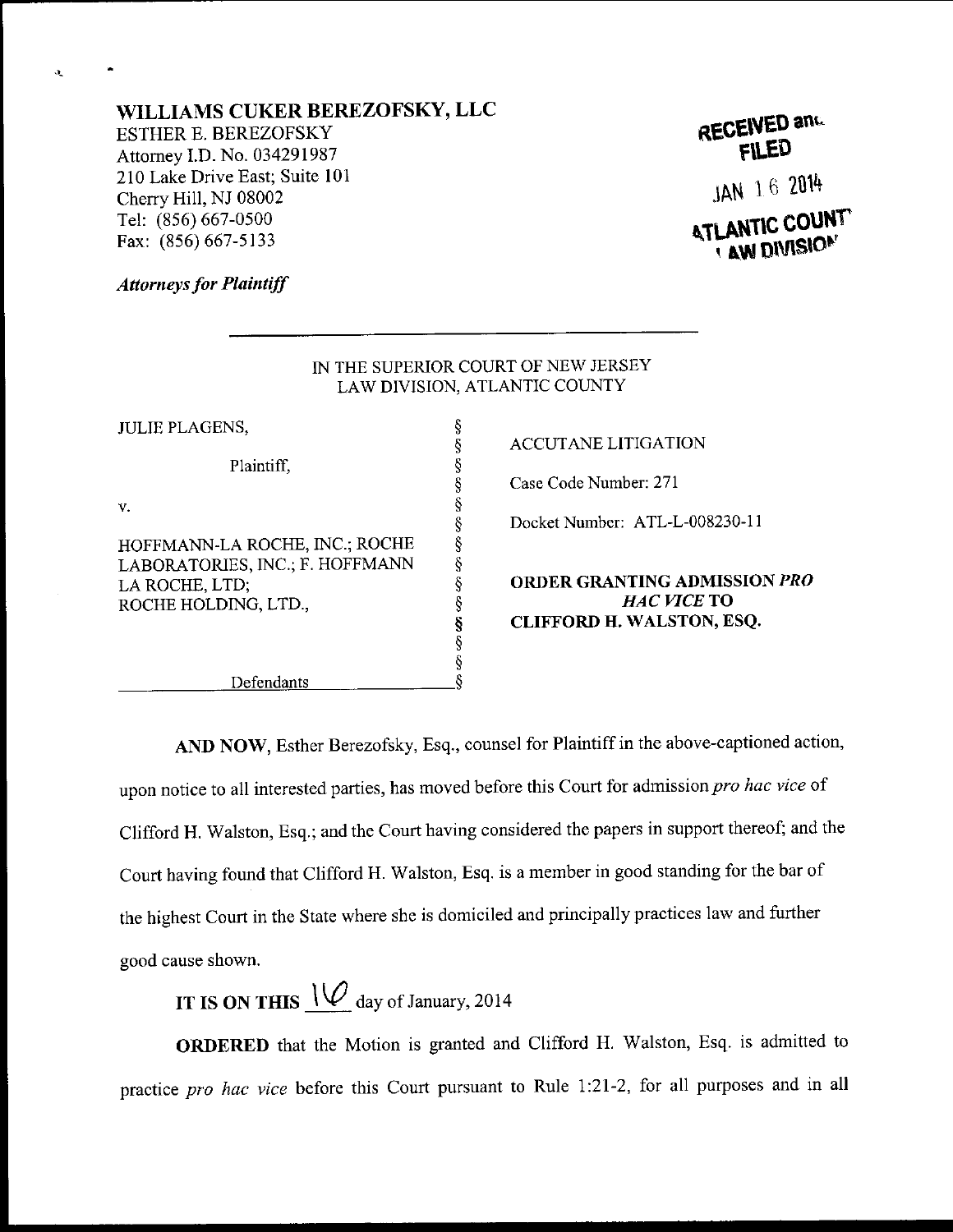**WILLIAMS CUKER BEREZOFSKY, LLC**
ESTHER E. BEREZOFSKY
Attorney I.D. No. 034291987
210 Lake Drive East; Suite 101
Cherry Hill, NJ 08002
Tel: (856) 667-0500
Fax: (856) 667-5133

*Attorneys for Plaintiff*

RECEIVED and FILED
JAN 16 2014
ATLANTIC COUNTY LAW DIVISION

IN THE SUPERIOR COURT OF NEW JERSEY
LAW DIVISION, ATLANTIC COUNTY

JULIE PLAGENS,

Plaintiff,

v.

HOFFMANN-LA ROCHE, INC.; ROCHE LABORATORIES, INC.; F. HOFFMANN LA ROCHE, LTD; ROCHE HOLDING, LTD.,

Defendants

ACCUTANE LITIGATION

Case Code Number: 271

Docket Number: ATL-L-008230-11

**ORDER GRANTING ADMISSION *PRO HAC VICE* TO CLIFFORD H. WALSTON, ESQ.**

**AND NOW**, Esther Berezofsky, Esq., counsel for Plaintiff in the above-captioned action, upon notice to all interested parties, has moved before this Court for admission *pro hac vice* of Clifford H. Walston, Esq.; and the Court having considered the papers in support thereof; and the Court having found that Clifford H. Walston, Esq. is a member in good standing for the bar of the highest Court in the State where she is domiciled and principally practices law and further good cause shown.

**IT IS ON THIS** 16 day of January, 2014

**ORDERED** that the Motion is granted and Clifford H. Walston, Esq. is admitted to practice *pro hac vice* before this Court pursuant to Rule 1:21-2, for all purposes and in all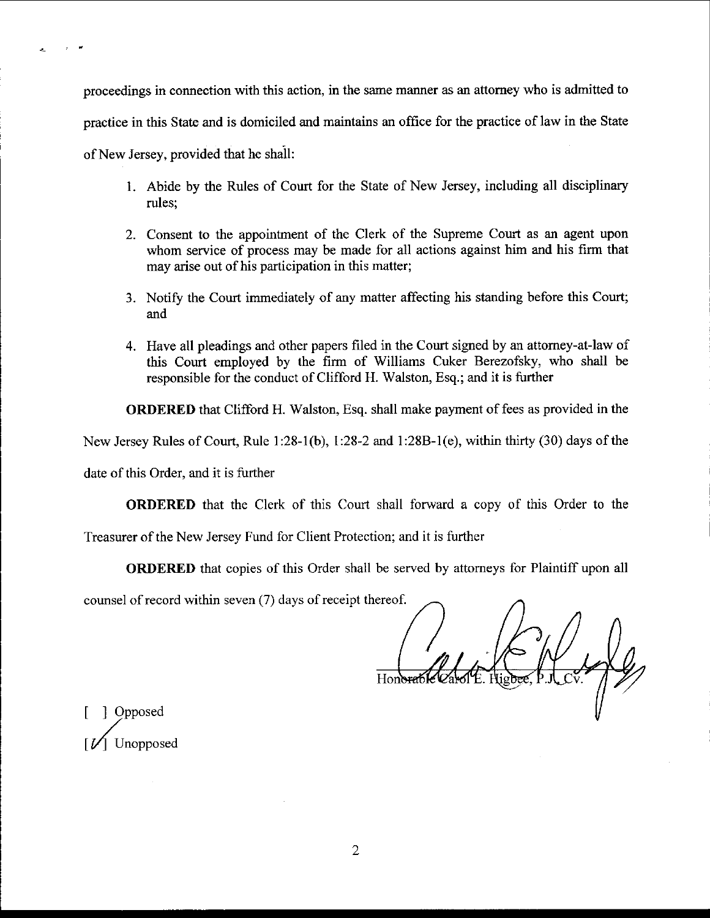proceedings in connection with this action, in the same manner as an attorney who is admitted to practice in this State and is domiciled and maintains an office for the practice of law in the State of New Jersey, provided that he shall:

1. Abide by the Rules of Court for the State of New Jersey, including all disciplinary rules;

2. Consent to the appointment of the Clerk of the Supreme Court as an agent upon whom service of process may be made for all actions against him and his firm that may arise out of his participation in this matter;

3. Notify the Court immediately of any matter affecting his standing before this Court; and

4. Have all pleadings and other papers filed in the Court signed by an attorney-at-law of this Court employed by the firm of Williams Cuker Berezofsky, who shall be responsible for the conduct of Clifford H. Walston, Esq.; and it is further

**ORDERED** that Clifford H. Walston, Esq. shall make payment of fees as provided in the New Jersey Rules of Court, Rule 1:28-1(b), 1:28-2 and 1:28B-1(e), within thirty (30) days of the date of this Order, and it is further

**ORDERED** that the Clerk of this Court shall forward a copy of this Order to the Treasurer of the New Jersey Fund for Client Protection; and it is further

**ORDERED** that copies of this Order shall be served by attorneys for Plaintiff upon all counsel of record within seven (7) days of receipt thereof.

Honorable Carol E. Higbee, P.J. Cv.

[ ] Opposed

[✓] Unopposed